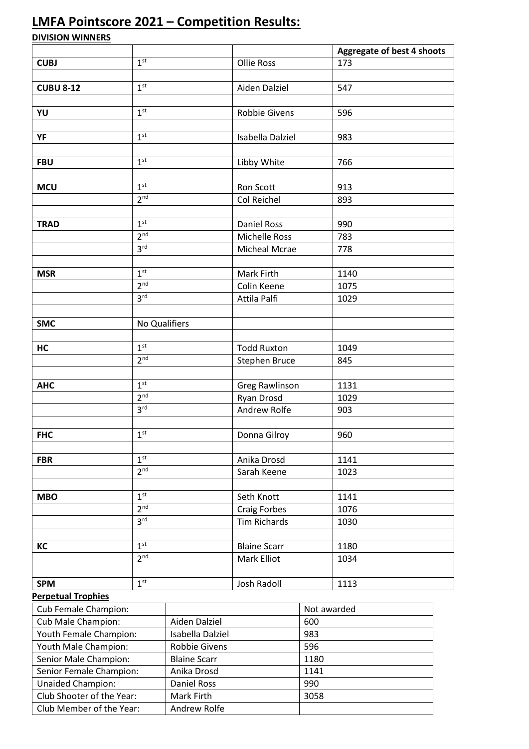# LMFA Pointscore 2021 – Competition Results:

**DIVISION WINNERS**

| | | | Aggregate of best 4 shoots |
|---|---|---|---|
| **CUBJ** | 1st | Ollie Ross | 173 |
| | | | |
| **CUBU 8-12** | 1st | Aiden Dalziel | 547 |
| | | | |
| **YU** | 1st | Robbie Givens | 596 |
| | | | |
| **YF** | 1st | Isabella Dalziel | 983 |
| | | | |
| **FBU** | 1st | Libby White | 766 |
| | | | |
| **MCU** | 1st | Ron Scott | 913 |
| | 2nd | Col Reichel | 893 |
| | | | |
| **TRAD** | 1st | Daniel Ross | 990 |
| | 2nd | Michelle Ross | 783 |
| | 3rd | Micheal Mcrae | 778 |
| | | | |
| **MSR** | 1st | Mark Firth | 1140 |
| | 2nd | Colin Keene | 1075 |
| | 3rd | Attila Palfi | 1029 |
| | | | |
| **SMC** | No Qualifiers | | |
| | | | |
| **HC** | 1st | Todd Ruxton | 1049 |
| | 2nd | Stephen Bruce | 845 |
| | | | |
| **AHC** | 1st | Greg Rawlinson | 1131 |
| | 2nd | Ryan Drosd | 1029 |
| | 3rd | Andrew Rolfe | 903 |
| | | | |
| **FHC** | 1st | Donna Gilroy | 960 |
| | | | |
| **FBR** | 1st | Anika Drosd | 1141 |
| | 2nd | Sarah Keene | 1023 |
| | | | |
| **MBO** | 1st | Seth Knott | 1141 |
| | 2nd | Craig Forbes | 1076 |
| | 3rd | Tim Richards | 1030 |
| | | | |
| **KC** | 1st | Blaine Scarr | 1180 |
| | 2nd | Mark Elliot | 1034 |
| | | | |
| **SPM** | 1st | Josh Radoll | 1113 |

**Perpetual Trophies**

| | | |
|---|---|---|
| Cub Female Champion: | | Not awarded |
| Cub Male Champion: | Aiden Dalziel | 600 |
| Youth Female Champion: | Isabella Dalziel | 983 |
| Youth Male Champion: | Robbie Givens | 596 |
| Senior Male Champion: | Blaine Scarr | 1180 |
| Senior Female Champion: | Anika Drosd | 1141 |
| Unaided Champion: | Daniel Ross | 990 |
| Club Shooter of the Year: | Mark Firth | 3058 |
| Club Member of the Year: | Andrew Rolfe | |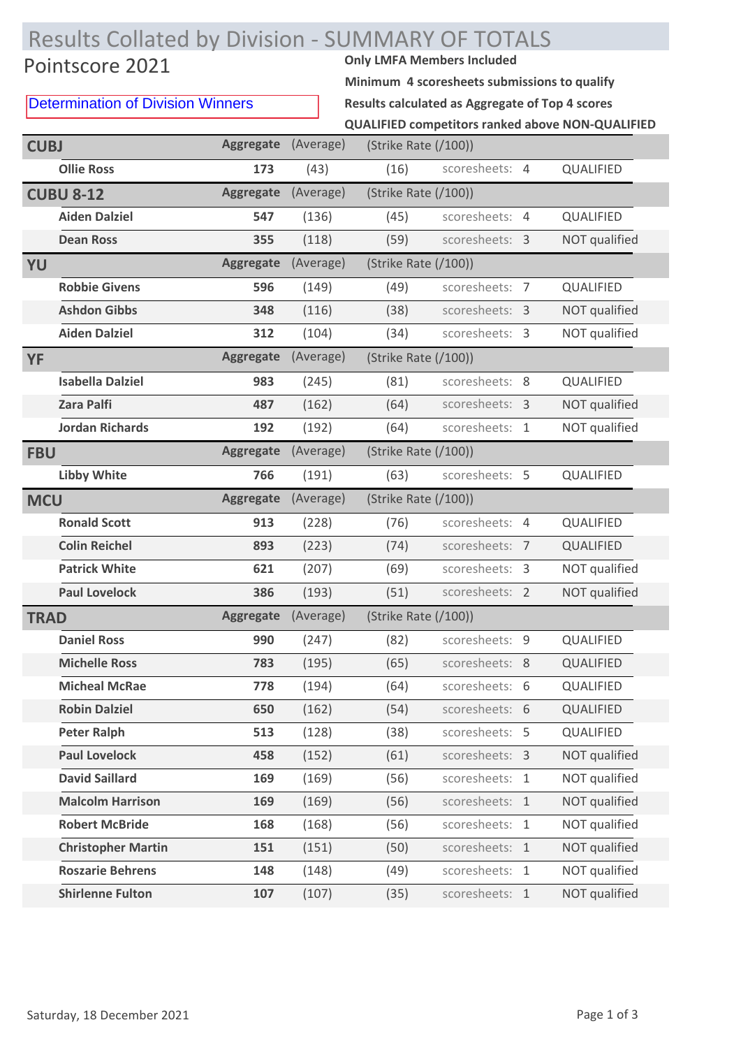# Results Collated by Division - SUMMARY OF TOTALS

## Pointscore 2021

Determination of Division Winners

**Only LMFA Members Included**

**Minimum 4 scoresheets submissions to qualify**

**Results calculated as Aggregate of Top 4 scores**

**QUALIFIED competitors ranked above NON-QUALIFIED**

| Division / Name | Aggregate | (Average) | (Strike Rate (/100)) | Scoresheets | Status |
|---|---|---|---|---|---|
| **CUBJ** | | | | | |
| **Ollie Ross** | **173** | (43) | (16) | scoresheets: 4 | QUALIFIED |
| **CUBU 8-12** | | | | | |
| **Aiden Dalziel** | **547** | (136) | (45) | scoresheets: 4 | QUALIFIED |
| **Dean Ross** | **355** | (118) | (59) | scoresheets: 3 | NOT qualified |
| **YU** | | | | | |
| **Robbie Givens** | **596** | (149) | (49) | scoresheets: 7 | QUALIFIED |
| **Ashdon Gibbs** | **348** | (116) | (38) | scoresheets: 3 | NOT qualified |
| **Aiden Dalziel** | **312** | (104) | (34) | scoresheets: 3 | NOT qualified |
| **YF** | | | | | |
| **Isabella Dalziel** | **983** | (245) | (81) | scoresheets: 8 | QUALIFIED |
| **Zara Palfi** | **487** | (162) | (64) | scoresheets: 3 | NOT qualified |
| **Jordan Richards** | **192** | (192) | (64) | scoresheets: 1 | NOT qualified |
| **FBU** | | | | | |
| **Libby White** | **766** | (191) | (63) | scoresheets: 5 | QUALIFIED |
| **MCU** | | | | | |
| **Ronald Scott** | **913** | (228) | (76) | scoresheets: 4 | QUALIFIED |
| **Colin Reichel** | **893** | (223) | (74) | scoresheets: 7 | QUALIFIED |
| **Patrick White** | **621** | (207) | (69) | scoresheets: 3 | NOT qualified |
| **Paul Lovelock** | **386** | (193) | (51) | scoresheets: 2 | NOT qualified |
| **TRAD** | | | | | |
| **Daniel Ross** | **990** | (247) | (82) | scoresheets: 9 | QUALIFIED |
| **Michelle Ross** | **783** | (195) | (65) | scoresheets: 8 | QUALIFIED |
| **Micheal McRae** | **778** | (194) | (64) | scoresheets: 6 | QUALIFIED |
| **Robin Dalziel** | **650** | (162) | (54) | scoresheets: 6 | QUALIFIED |
| **Peter Ralph** | **513** | (128) | (38) | scoresheets: 5 | QUALIFIED |
| **Paul Lovelock** | **458** | (152) | (61) | scoresheets: 3 | NOT qualified |
| **David Saillard** | **169** | (169) | (56) | scoresheets: 1 | NOT qualified |
| **Malcolm Harrison** | **169** | (169) | (56) | scoresheets: 1 | NOT qualified |
| **Robert McBride** | **168** | (168) | (56) | scoresheets: 1 | NOT qualified |
| **Christopher Martin** | **151** | (151) | (50) | scoresheets: 1 | NOT qualified |
| **Roszarie Behrens** | **148** | (148) | (49) | scoresheets: 1 | NOT qualified |
| **Shirlenne Fulton** | **107** | (107) | (35) | scoresheets: 1 | NOT qualified |

Saturday, 18 December 2021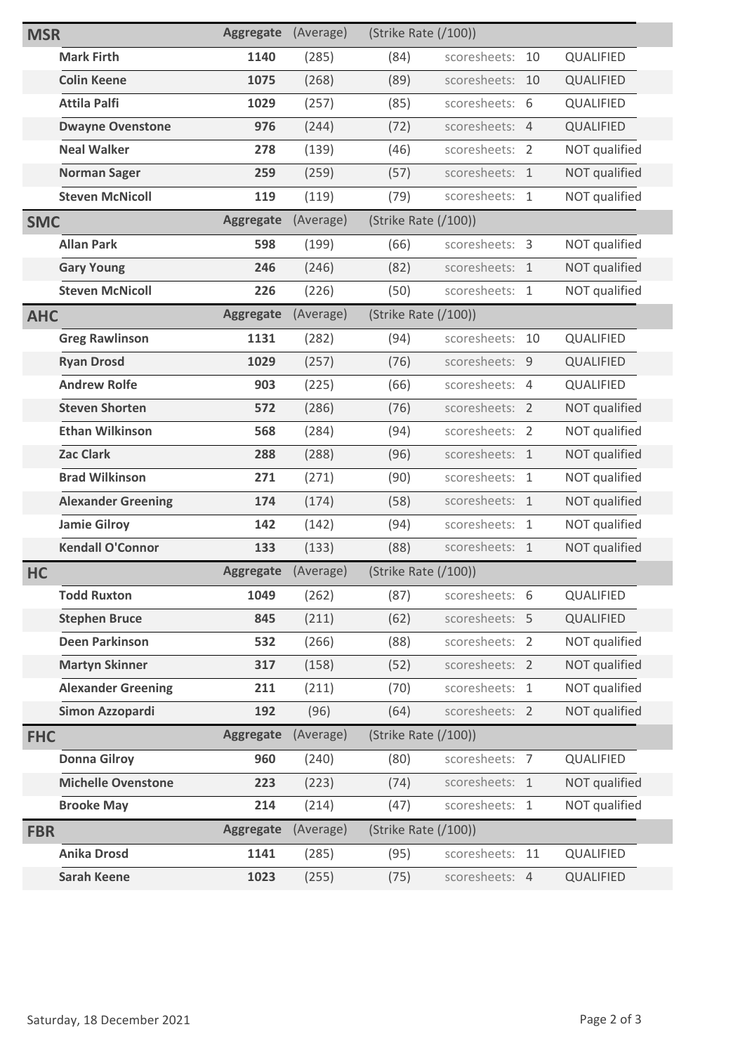| MSR | Aggregate | (Average) | (Strike Rate (/100)) | | |
|---|---|---|---|---|---|
| Mark Firth | 1140 | (285) | (84) | scoresheets: 10 | QUALIFIED |
| Colin Keene | 1075 | (268) | (89) | scoresheets: 10 | QUALIFIED |
| Attila Palfi | 1029 | (257) | (85) | scoresheets: 6 | QUALIFIED |
| Dwayne Ovenstone | 976 | (244) | (72) | scoresheets: 4 | QUALIFIED |
| Neal Walker | 278 | (139) | (46) | scoresheets: 2 | NOT qualified |
| Norman Sager | 259 | (259) | (57) | scoresheets: 1 | NOT qualified |
| Steven McNicoll | 119 | (119) | (79) | scoresheets: 1 | NOT qualified |

| SMC | Aggregate | (Average) | (Strike Rate (/100)) | | |
|---|---|---|---|---|---|
| Allan Park | 598 | (199) | (66) | scoresheets: 3 | NOT qualified |
| Gary Young | 246 | (246) | (82) | scoresheets: 1 | NOT qualified |
| Steven McNicoll | 226 | (226) | (50) | scoresheets: 1 | NOT qualified |

| AHC | Aggregate | (Average) | (Strike Rate (/100)) | | |
|---|---|---|---|---|---|
| Greg Rawlinson | 1131 | (282) | (94) | scoresheets: 10 | QUALIFIED |
| Ryan Drosd | 1029 | (257) | (76) | scoresheets: 9 | QUALIFIED |
| Andrew Rolfe | 903 | (225) | (66) | scoresheets: 4 | QUALIFIED |
| Steven Shorten | 572 | (286) | (76) | scoresheets: 2 | NOT qualified |
| Ethan Wilkinson | 568 | (284) | (94) | scoresheets: 2 | NOT qualified |
| Zac Clark | 288 | (288) | (96) | scoresheets: 1 | NOT qualified |
| Brad Wilkinson | 271 | (271) | (90) | scoresheets: 1 | NOT qualified |
| Alexander Greening | 174 | (174) | (58) | scoresheets: 1 | NOT qualified |
| Jamie Gilroy | 142 | (142) | (94) | scoresheets: 1 | NOT qualified |
| Kendall O'Connor | 133 | (133) | (88) | scoresheets: 1 | NOT qualified |

| HC | Aggregate | (Average) | (Strike Rate (/100)) | | |
|---|---|---|---|---|---|
| Todd Ruxton | 1049 | (262) | (87) | scoresheets: 6 | QUALIFIED |
| Stephen Bruce | 845 | (211) | (62) | scoresheets: 5 | QUALIFIED |
| Deen Parkinson | 532 | (266) | (88) | scoresheets: 2 | NOT qualified |
| Martyn Skinner | 317 | (158) | (52) | scoresheets: 2 | NOT qualified |
| Alexander Greening | 211 | (211) | (70) | scoresheets: 1 | NOT qualified |
| Simon Azzopardi | 192 | (96) | (64) | scoresheets: 2 | NOT qualified |

| FHC | Aggregate | (Average) | (Strike Rate (/100)) | | |
|---|---|---|---|---|---|
| Donna Gilroy | 960 | (240) | (80) | scoresheets: 7 | QUALIFIED |
| Michelle Ovenstone | 223 | (223) | (74) | scoresheets: 1 | NOT qualified |
| Brooke May | 214 | (214) | (47) | scoresheets: 1 | NOT qualified |

| FBR | Aggregate | (Average) | (Strike Rate (/100)) | | |
|---|---|---|---|---|---|
| Anika Drosd | 1141 | (285) | (95) | scoresheets: 11 | QUALIFIED |
| Sarah Keene | 1023 | (255) | (75) | scoresheets: 4 | QUALIFIED |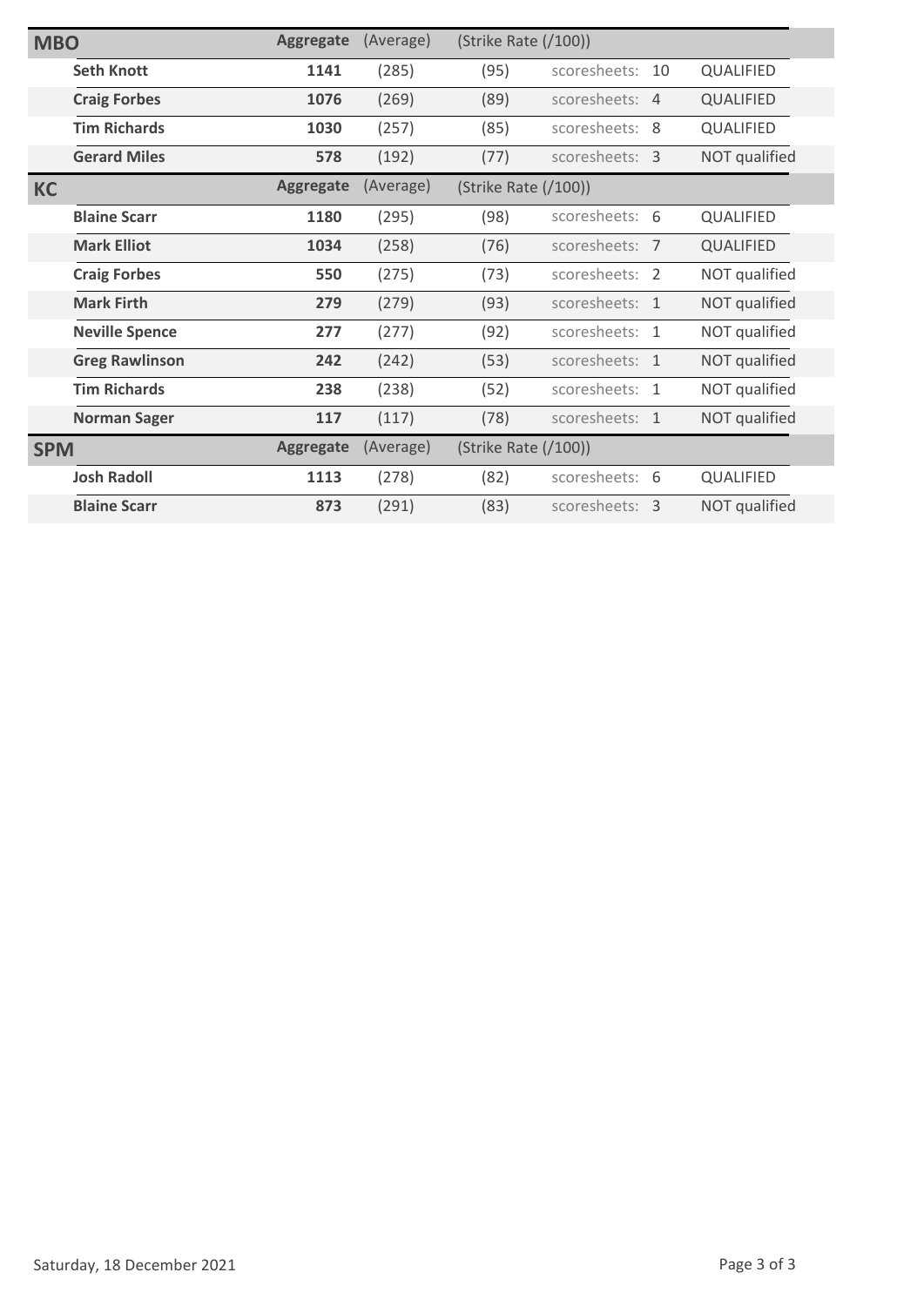| MBO | Aggregate | (Average) | (Strike Rate (/100)) | | |
|---|---|---|---|---|---|
| **Seth Knott** | **1141** | (285) | (95) | scoresheets: 10 | QUALIFIED |
| **Craig Forbes** | **1076** | (269) | (89) | scoresheets: 4 | QUALIFIED |
| **Tim Richards** | **1030** | (257) | (85) | scoresheets: 8 | QUALIFIED |
| **Gerard Miles** | **578** | (192) | (77) | scoresheets: 3 | NOT qualified |

| KC | Aggregate | (Average) | (Strike Rate (/100)) | | |
|---|---|---|---|---|---|
| **Blaine Scarr** | **1180** | (295) | (98) | scoresheets: 6 | QUALIFIED |
| **Mark Elliot** | **1034** | (258) | (76) | scoresheets: 7 | QUALIFIED |
| **Craig Forbes** | **550** | (275) | (73) | scoresheets: 2 | NOT qualified |
| **Mark Firth** | **279** | (279) | (93) | scoresheets: 1 | NOT qualified |
| **Neville Spence** | **277** | (277) | (92) | scoresheets: 1 | NOT qualified |
| **Greg Rawlinson** | **242** | (242) | (53) | scoresheets: 1 | NOT qualified |
| **Tim Richards** | **238** | (238) | (52) | scoresheets: 1 | NOT qualified |
| **Norman Sager** | **117** | (117) | (78) | scoresheets: 1 | NOT qualified |

| SPM | Aggregate | (Average) | (Strike Rate (/100)) | | |
|---|---|---|---|---|---|
| **Josh Radoll** | **1113** | (278) | (82) | scoresheets: 6 | QUALIFIED |
| **Blaine Scarr** | **873** | (291) | (83) | scoresheets: 3 | NOT qualified |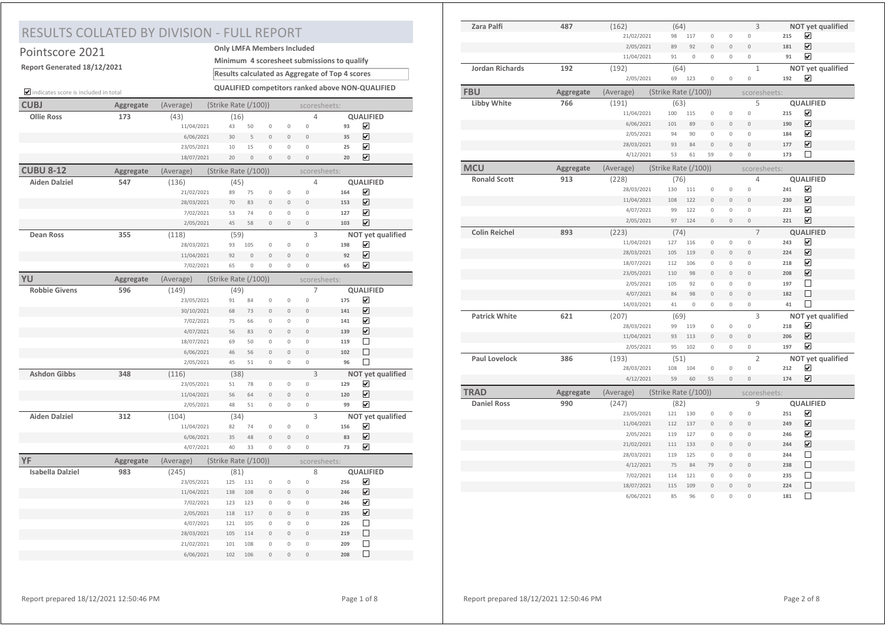# RESULTS COLLATED BY DIVISION - FULL REPORT

## Pointscore 2021

**Report Generated 18/12/2021**

**Only LMFA Members Included**

**Minimum 4 scoresheet submissions to qualify**

**Results calculated as Aggregate of Top 4 scores**

**QUALIFIED competitors ranked above NON-QUALIFIED**

☑ indicates score is included in total

| CUBJ | Aggregate | (Average) | (Strike Rate (/100)) | | | | | scoresheets: | |
|---|---|---|---|---|---|---|---|---|---|
| **Ollie Ross** | **173** | (43) | (16) | | | | | 4 | **QUALIFIED** |
| | | 11/04/2021 | 43 | 50 | 0 | 0 | 0 | **93** | ☑ |
| | | 6/06/2021 | 30 | 5 | 0 | 0 | 0 | **35** | ☑ |
| | | 23/05/2021 | 10 | 15 | 0 | 0 | 0 | **25** | ☑ |
| | | 18/07/2021 | 20 | 0 | 0 | 0 | 0 | **20** | ☑ |

| CUBU 8-12 | Aggregate | (Average) | (Strike Rate (/100)) | | | | | scoresheets: | |
|---|---|---|---|---|---|---|---|---|---|
| **Aiden Dalziel** | **547** | (136) | (45) | | | | | 4 | **QUALIFIED** |
| | | 21/02/2021 | 89 | 75 | 0 | 0 | 0 | **164** | ☑ |
| | | 28/03/2021 | 70 | 83 | 0 | 0 | 0 | **153** | ☑ |
| | | 7/02/2021 | 53 | 74 | 0 | 0 | 0 | **127** | ☑ |
| | | 2/05/2021 | 45 | 58 | 0 | 0 | 0 | **103** | ☑ |
| **Dean Ross** | **355** | (118) | (59) | | | | | 3 | **NOT yet qualified** |
| | | 28/03/2021 | 93 | 105 | 0 | 0 | 0 | **198** | ☑ |
| | | 11/04/2021 | 92 | 0 | 0 | 0 | 0 | **92** | ☑ |
| | | 7/02/2021 | 65 | 0 | 0 | 0 | 0 | **65** | ☑ |

| YU | Aggregate | (Average) | (Strike Rate (/100)) | | | | | scoresheets: | |
|---|---|---|---|---|---|---|---|---|---|
| **Robbie Givens** | **596** | (149) | (49) | | | | | 7 | **QUALIFIED** |
| | | 23/05/2021 | 91 | 84 | 0 | 0 | 0 | **175** | ☑ |
| | | 30/10/2021 | 68 | 73 | 0 | 0 | 0 | **141** | ☑ |
| | | 7/02/2021 | 75 | 66 | 0 | 0 | 0 | **141** | ☑ |
| | | 4/07/2021 | 56 | 83 | 0 | 0 | 0 | **139** | ☑ |
| | | 18/07/2021 | 69 | 50 | 0 | 0 | 0 | **119** | ☐ |
| | | 6/06/2021 | 46 | 56 | 0 | 0 | 0 | **102** | ☐ |
| | | 2/05/2021 | 45 | 51 | 0 | 0 | 0 | **96** | ☐ |
| **Ashdon Gibbs** | **348** | (116) | (38) | | | | | 3 | **NOT yet qualified** |
| | | 23/05/2021 | 51 | 78 | 0 | 0 | 0 | **129** | ☑ |
| | | 11/04/2021 | 56 | 64 | 0 | 0 | 0 | **120** | ☑ |
| | | 2/05/2021 | 48 | 51 | 0 | 0 | 0 | **99** | ☑ |
| **Aiden Dalziel** | **312** | (104) | (34) | | | | | 3 | **NOT yet qualified** |
| | | 11/04/2021 | 82 | 74 | 0 | 0 | 0 | **156** | ☑ |
| | | 6/06/2021 | 35 | 48 | 0 | 0 | 0 | **83** | ☑ |
| | | 4/07/2021 | 40 | 33 | 0 | 0 | 0 | **73** | ☑ |

| YF | Aggregate | (Average) | (Strike Rate (/100)) | | | | | scoresheets: | |
|---|---|---|---|---|---|---|---|---|---|
| **Isabella Dalziel** | **983** | (245) | (81) | | | | | 8 | **QUALIFIED** |
| | | 23/05/2021 | 125 | 131 | 0 | 0 | 0 | **256** | ☑ |
| | | 11/04/2021 | 138 | 108 | 0 | 0 | 0 | **246** | ☑ |
| | | 7/02/2021 | 123 | 123 | 0 | 0 | 0 | **246** | ☑ |
| | | 2/05/2021 | 118 | 117 | 0 | 0 | 0 | **235** | ☑ |
| | | 4/07/2021 | 121 | 105 | 0 | 0 | 0 | **226** | ☐ |
| | | 28/03/2021 | 105 | 114 | 0 | 0 | 0 | **219** | ☐ |
| | | 21/02/2021 | 101 | 108 | 0 | 0 | 0 | **209** | ☐ |
| | | 6/06/2021 | 102 | 106 | 0 | 0 | 0 | **208** | ☐ |
| **Zara Palfi** | **487** | (162) | (64) | | | | | 3 | **NOT yet qualified** |
| | | 21/02/2021 | 98 | 117 | 0 | 0 | 0 | **215** | ☑ |
| | | 2/05/2021 | 89 | 92 | 0 | 0 | 0 | **181** | ☑ |
| | | 11/04/2021 | 91 | 0 | 0 | 0 | 0 | **91** | ☑ |
| **Jordan Richards** | **192** | (192) | (64) | | | | | 1 | **NOT yet qualified** |
| | | 2/05/2021 | 69 | 123 | 0 | 0 | 0 | **192** | ☑ |

| FBU | Aggregate | (Average) | (Strike Rate (/100)) | | | | | scoresheets: | |
|---|---|---|---|---|---|---|---|---|---|
| **Libby White** | **766** | (191) | (63) | | | | | 5 | **QUALIFIED** |
| | | 11/04/2021 | 100 | 115 | 0 | 0 | 0 | **215** | ☑ |
| | | 6/06/2021 | 101 | 89 | 0 | 0 | 0 | **190** | ☑ |
| | | 2/05/2021 | 94 | 90 | 0 | 0 | 0 | **184** | ☑ |
| | | 28/03/2021 | 93 | 84 | 0 | 0 | 0 | **177** | ☑ |
| | | 4/12/2021 | 53 | 61 | 59 | 0 | 0 | **173** | ☐ |

| MCU | Aggregate | (Average) | (Strike Rate (/100)) | | | | | scoresheets: | |
|---|---|---|---|---|---|---|---|---|---|
| **Ronald Scott** | **913** | (228) | (76) | | | | | 4 | **QUALIFIED** |
| | | 28/03/2021 | 130 | 111 | 0 | 0 | 0 | **241** | ☑ |
| | | 11/04/2021 | 108 | 122 | 0 | 0 | 0 | **230** | ☑ |
| | | 4/07/2021 | 99 | 122 | 0 | 0 | 0 | **221** | ☑ |
| | | 2/05/2021 | 97 | 124 | 0 | 0 | 0 | **221** | ☑ |
| **Colin Reichel** | **893** | (223) | (74) | | | | | 7 | **QUALIFIED** |
| | | 11/04/2021 | 127 | 116 | 0 | 0 | 0 | **243** | ☑ |
| | | 28/03/2021 | 105 | 119 | 0 | 0 | 0 | **224** | ☑ |
| | | 18/07/2021 | 112 | 106 | 0 | 0 | 0 | **218** | ☑ |
| | | 23/05/2021 | 110 | 98 | 0 | 0 | 0 | **208** | ☑ |
| | | 2/05/2021 | 105 | 92 | 0 | 0 | 0 | **197** | ☐ |
| | | 4/07/2021 | 84 | 98 | 0 | 0 | 0 | **182** | ☐ |
| | | 14/03/2021 | 41 | 0 | 0 | 0 | 0 | **41** | ☐ |
| **Patrick White** | **621** | (207) | (69) | | | | | 3 | **NOT yet qualified** |
| | | 28/03/2021 | 99 | 119 | 0 | 0 | 0 | **218** | ☑ |
| | | 11/04/2021 | 93 | 113 | 0 | 0 | 0 | **206** | ☑ |
| | | 2/05/2021 | 95 | 102 | 0 | 0 | 0 | **197** | ☑ |
| **Paul Lovelock** | **386** | (193) | (51) | | | | | 2 | **NOT yet qualified** |
| | | 28/03/2021 | 108 | 104 | 0 | 0 | 0 | **212** | ☑ |
| | | 4/12/2021 | 59 | 60 | 55 | 0 | 0 | **174** | ☑ |

| TRAD | Aggregate | (Average) | (Strike Rate (/100)) | | | | | scoresheets: | |
|---|---|---|---|---|---|---|---|---|---|
| **Daniel Ross** | **990** | (247) | (82) | | | | | 9 | **QUALIFIED** |
| | | 23/05/2021 | 121 | 130 | 0 | 0 | 0 | **251** | ☑ |
| | | 11/04/2021 | 112 | 137 | 0 | 0 | 0 | **249** | ☑ |
| | | 2/05/2021 | 119 | 127 | 0 | 0 | 0 | **246** | ☑ |
| | | 21/02/2021 | 111 | 133 | 0 | 0 | 0 | **244** | ☑ |
| | | 28/03/2021 | 119 | 125 | 0 | 0 | 0 | **244** | ☐ |
| | | 4/12/2021 | 75 | 84 | 79 | 0 | 0 | **238** | ☐ |
| | | 7/02/2021 | 114 | 121 | 0 | 0 | 0 | **235** | ☐ |
| | | 18/07/2021 | 115 | 109 | 0 | 0 | 0 | **224** | ☐ |
| | | 6/06/2021 | 85 | 96 | 0 | 0 | 0 | **181** | ☐ |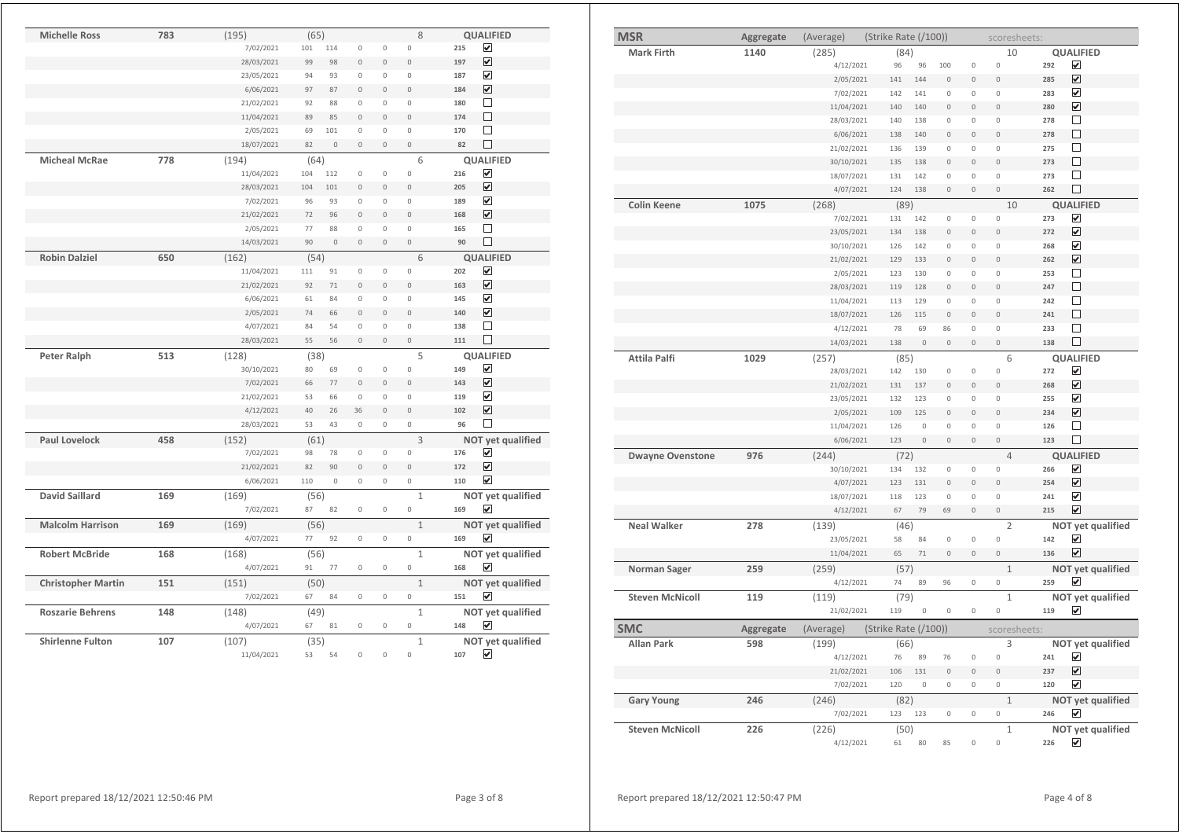| Name | Aggregate | (Average) | (Strike Rate (/100)) | | | | | scoresheets: | | |
|---|---|---|---|---|---|---|---|---|---|---|
| **Michelle Ross** | **783** | (195) | (65) | | | | | 8 | | **QUALIFIED** |
| | | 7/02/2021 | 101 | 114 | 0 | 0 | 0 | | 215 | ☑ |
| | | 28/03/2021 | 99 | 98 | 0 | 0 | 0 | | 197 | ☑ |
| | | 23/05/2021 | 94 | 93 | 0 | 0 | 0 | | 187 | ☑ |
| | | 6/06/2021 | 97 | 87 | 0 | 0 | 0 | | 184 | ☑ |
| | | 21/02/2021 | 92 | 88 | 0 | 0 | 0 | | 180 | ☐ |
| | | 11/04/2021 | 89 | 85 | 0 | 0 | 0 | | 174 | ☐ |
| | | 2/05/2021 | 69 | 101 | 0 | 0 | 0 | | 170 | ☐ |
| | | 18/07/2021 | 82 | 0 | 0 | 0 | 0 | | 82 | ☐ |
| **Micheal McRae** | **778** | (194) | (64) | | | | | 6 | | **QUALIFIED** |
| | | 11/04/2021 | 104 | 112 | 0 | 0 | 0 | | 216 | ☑ |
| | | 28/03/2021 | 104 | 101 | 0 | 0 | 0 | | 205 | ☑ |
| | | 7/02/2021 | 96 | 93 | 0 | 0 | 0 | | 189 | ☑ |
| | | 21/02/2021 | 72 | 96 | 0 | 0 | 0 | | 168 | ☑ |
| | | 2/05/2021 | 77 | 88 | 0 | 0 | 0 | | 165 | ☐ |
| | | 14/03/2021 | 90 | 0 | 0 | 0 | 0 | | 90 | ☐ |
| **Robin Dalziel** | **650** | (162) | (54) | | | | | 6 | | **QUALIFIED** |
| | | 11/04/2021 | 111 | 91 | 0 | 0 | 0 | | 202 | ☑ |
| | | 21/02/2021 | 92 | 71 | 0 | 0 | 0 | | 163 | ☑ |
| | | 6/06/2021 | 61 | 84 | 0 | 0 | 0 | | 145 | ☑ |
| | | 2/05/2021 | 74 | 66 | 0 | 0 | 0 | | 140 | ☑ |
| | | 4/07/2021 | 84 | 54 | 0 | 0 | 0 | | 138 | ☐ |
| | | 28/03/2021 | 55 | 56 | 0 | 0 | 0 | | 111 | ☐ |
| **Peter Ralph** | **513** | (128) | (38) | | | | | 5 | | **QUALIFIED** |
| | | 30/10/2021 | 80 | 69 | 0 | 0 | 0 | | 149 | ☑ |
| | | 7/02/2021 | 66 | 77 | 0 | 0 | 0 | | 143 | ☑ |
| | | 21/02/2021 | 53 | 66 | 0 | 0 | 0 | | 119 | ☑ |
| | | 4/12/2021 | 40 | 26 | 36 | 0 | 0 | | 102 | ☑ |
| | | 28/03/2021 | 53 | 43 | 0 | 0 | 0 | | 96 | ☐ |
| **Paul Lovelock** | **458** | (152) | (61) | | | | | 3 | | **NOT yet qualified** |
| | | 7/02/2021 | 98 | 78 | 0 | 0 | 0 | | 176 | ☑ |
| | | 21/02/2021 | 82 | 90 | 0 | 0 | 0 | | 172 | ☑ |
| | | 6/06/2021 | 110 | 0 | 0 | 0 | 0 | | 110 | ☑ |
| **David Saillard** | **169** | (169) | (56) | | | | | 1 | | **NOT yet qualified** |
| | | 7/02/2021 | 87 | 82 | 0 | 0 | 0 | | 169 | ☑ |
| **Malcolm Harrison** | **169** | (169) | (56) | | | | | 1 | | **NOT yet qualified** |
| | | 4/07/2021 | 77 | 92 | 0 | 0 | 0 | | 169 | ☑ |
| **Robert McBride** | **168** | (168) | (56) | | | | | 1 | | **NOT yet qualified** |
| | | 4/07/2021 | 91 | 77 | 0 | 0 | 0 | | 168 | ☑ |
| **Christopher Martin** | **151** | (151) | (50) | | | | | 1 | | **NOT yet qualified** |
| | | 7/02/2021 | 67 | 84 | 0 | 0 | 0 | | 151 | ☑ |
| **Roszarie Behrens** | **148** | (148) | (49) | | | | | 1 | | **NOT yet qualified** |
| | | 4/07/2021 | 67 | 81 | 0 | 0 | 0 | | 148 | ☑ |
| **Shirlenne Fulton** | **107** | (107) | (35) | | | | | 1 | | **NOT yet qualified** |
| | | 11/04/2021 | 53 | 54 | 0 | 0 | 0 | | 107 | ☑ |

## MSR

| MSR | Aggregate | (Average) | (Strike Rate (/100)) | | | | | scoresheets: | | |
|---|---|---|---|---|---|---|---|---|---|---|
| **Mark Firth** | **1140** | (285) | (84) | | | | | 10 | | **QUALIFIED** |
| | | 4/12/2021 | 96 | 96 | 100 | 0 | 0 | | 292 | ☑ |
| | | 2/05/2021 | 141 | 144 | 0 | 0 | 0 | | 285 | ☑ |
| | | 7/02/2021 | 142 | 141 | 0 | 0 | 0 | | 283 | ☑ |
| | | 11/04/2021 | 140 | 140 | 0 | 0 | 0 | | 280 | ☑ |
| | | 28/03/2021 | 140 | 138 | 0 | 0 | 0 | | 278 | ☐ |
| | | 6/06/2021 | 138 | 140 | 0 | 0 | 0 | | 278 | ☐ |
| | | 21/02/2021 | 136 | 139 | 0 | 0 | 0 | | 275 | ☐ |
| | | 30/10/2021 | 135 | 138 | 0 | 0 | 0 | | 273 | ☐ |
| | | 18/07/2021 | 131 | 142 | 0 | 0 | 0 | | 273 | ☐ |
| | | 4/07/2021 | 124 | 138 | 0 | 0 | 0 | | 262 | ☐ |
| **Colin Keene** | **1075** | (268) | (89) | | | | | 10 | | **QUALIFIED** |
| | | 7/02/2021 | 131 | 142 | 0 | 0 | 0 | | 273 | ☑ |
| | | 23/05/2021 | 134 | 138 | 0 | 0 | 0 | | 272 | ☑ |
| | | 30/10/2021 | 126 | 142 | 0 | 0 | 0 | | 268 | ☑ |
| | | 21/02/2021 | 129 | 133 | 0 | 0 | 0 | | 262 | ☑ |
| | | 2/05/2021 | 123 | 130 | 0 | 0 | 0 | | 253 | ☐ |
| | | 28/03/2021 | 119 | 128 | 0 | 0 | 0 | | 247 | ☐ |
| | | 11/04/2021 | 113 | 129 | 0 | 0 | 0 | | 242 | ☐ |
| | | 18/07/2021 | 126 | 115 | 0 | 0 | 0 | | 241 | ☐ |
| | | 4/12/2021 | 78 | 69 | 86 | 0 | 0 | | 233 | ☐ |
| | | 14/03/2021 | 138 | 0 | 0 | 0 | 0 | | 138 | ☐ |
| **Attila Palfi** | **1029** | (257) | (85) | | | | | 6 | | **QUALIFIED** |
| | | 28/03/2021 | 142 | 130 | 0 | 0 | 0 | | 272 | ☑ |
| | | 21/02/2021 | 131 | 137 | 0 | 0 | 0 | | 268 | ☑ |
| | | 23/05/2021 | 132 | 123 | 0 | 0 | 0 | | 255 | ☑ |
| | | 2/05/2021 | 109 | 125 | 0 | 0 | 0 | | 234 | ☑ |
| | | 11/04/2021 | 126 | 0 | 0 | 0 | 0 | | 126 | ☐ |
| | | 6/06/2021 | 123 | 0 | 0 | 0 | 0 | | 123 | ☐ |
| **Dwayne Ovenstone** | **976** | (244) | (72) | | | | | 4 | | **QUALIFIED** |
| | | 30/10/2021 | 134 | 132 | 0 | 0 | 0 | | 266 | ☑ |
| | | 4/07/2021 | 123 | 131 | 0 | 0 | 0 | | 254 | ☑ |
| | | 18/07/2021 | 118 | 123 | 0 | 0 | 0 | | 241 | ☑ |
| | | 4/12/2021 | 67 | 79 | 69 | 0 | 0 | | 215 | ☑ |
| **Neal Walker** | **278** | (139) | (46) | | | | | 2 | | **NOT yet qualified** |
| | | 23/05/2021 | 58 | 84 | 0 | 0 | 0 | | 142 | ☑ |
| | | 11/04/2021 | 65 | 71 | 0 | 0 | 0 | | 136 | ☑ |
| **Norman Sager** | **259** | (259) | (57) | | | | | 1 | | **NOT yet qualified** |
| | | 4/12/2021 | 74 | 89 | 96 | 0 | 0 | | 259 | ☑ |
| **Steven McNicoll** | **119** | (119) | (79) | | | | | 1 | | **NOT yet qualified** |
| | | 21/02/2021 | 119 | 0 | 0 | 0 | 0 | | 119 | ☑ |

## SMC

| SMC | Aggregate | (Average) | (Strike Rate (/100)) | | | | | scoresheets: | | |
|---|---|---|---|---|---|---|---|---|---|---|
| **Allan Park** | **598** | (199) | (66) | | | | | 3 | | **NOT yet qualified** |
| | | 4/12/2021 | 76 | 89 | 76 | 0 | 0 | | 241 | ☑ |
| | | 21/02/2021 | 106 | 131 | 0 | 0 | 0 | | 237 | ☑ |
| | | 7/02/2021 | 120 | 0 | 0 | 0 | 0 | | 120 | ☑ |
| **Gary Young** | **246** | (246) | (82) | | | | | 1 | | **NOT yet qualified** |
| | | 7/02/2021 | 123 | 123 | 0 | 0 | 0 | | 246 | ☑ |
| **Steven McNicoll** | **226** | (226) | (50) | | | | | 1 | | **NOT yet qualified** |
| | | 4/12/2021 | 61 | 80 | 85 | 0 | 0 | | 226 | ☑ |

Report prepared 18/12/2021 12:50:46 PM

Report prepared 18/12/2021 12:50:47 PM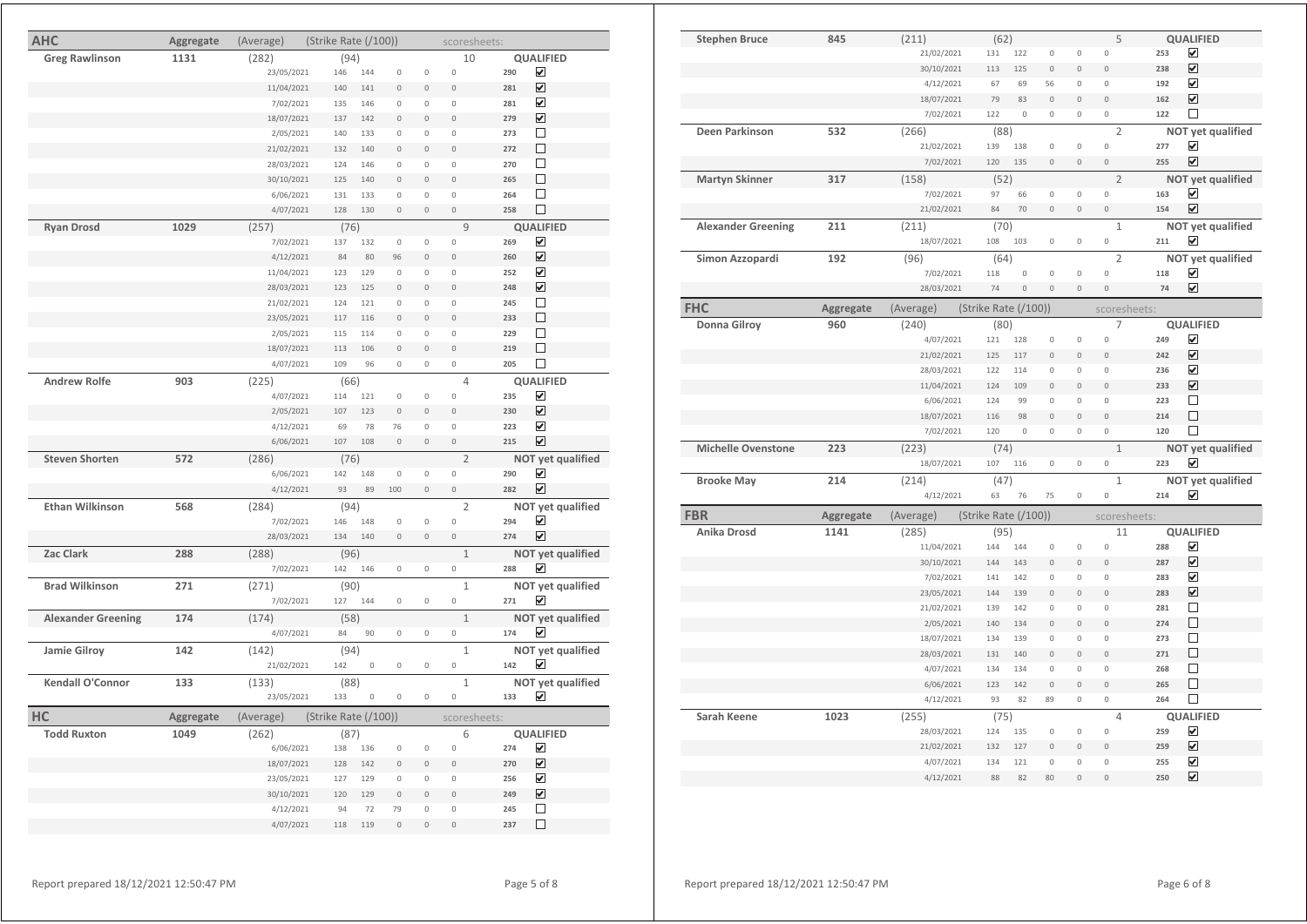## AHC

| AHC | Aggregate | (Average) | (Strike Rate (/100)) | | | | | scoresheets: | | |
|---|---|---|---|---|---|---|---|---|---|---|
| **Greg Rawlinson** | **1131** | (282) | (94) | | | | | 10 | | **QUALIFIED** |
| | | 23/05/2021 | 146 | 144 | 0 | 0 | 0 | | 290 | ☑ |
| | | 11/04/2021 | 140 | 141 | 0 | 0 | 0 | | 281 | ☑ |
| | | 7/02/2021 | 135 | 146 | 0 | 0 | 0 | | 281 | ☑ |
| | | 18/07/2021 | 137 | 142 | 0 | 0 | 0 | | 279 | ☑ |
| | | 2/05/2021 | 140 | 133 | 0 | 0 | 0 | | 273 | ☐ |
| | | 21/02/2021 | 132 | 140 | 0 | 0 | 0 | | 272 | ☐ |
| | | 28/03/2021 | 124 | 146 | 0 | 0 | 0 | | 270 | ☐ |
| | | 30/10/2021 | 125 | 140 | 0 | 0 | 0 | | 265 | ☐ |
| | | 6/06/2021 | 131 | 133 | 0 | 0 | 0 | | 264 | ☐ |
| | | 4/07/2021 | 128 | 130 | 0 | 0 | 0 | | 258 | ☐ |
| **Ryan Drosd** | **1029** | (257) | (76) | | | | | 9 | | **QUALIFIED** |
| | | 7/02/2021 | 137 | 132 | 0 | 0 | 0 | | 269 | ☑ |
| | | 4/12/2021 | 84 | 80 | 96 | 0 | 0 | | 260 | ☑ |
| | | 11/04/2021 | 123 | 129 | 0 | 0 | 0 | | 252 | ☑ |
| | | 28/03/2021 | 123 | 125 | 0 | 0 | 0 | | 248 | ☑ |
| | | 21/02/2021 | 124 | 121 | 0 | 0 | 0 | | 245 | ☐ |
| | | 23/05/2021 | 117 | 116 | 0 | 0 | 0 | | 233 | ☐ |
| | | 2/05/2021 | 115 | 114 | 0 | 0 | 0 | | 229 | ☐ |
| | | 18/07/2021 | 113 | 106 | 0 | 0 | 0 | | 219 | ☐ |
| | | 4/07/2021 | 109 | 96 | 0 | 0 | 0 | | 205 | ☐ |
| **Andrew Rolfe** | **903** | (225) | (66) | | | | | 4 | | **QUALIFIED** |
| | | 4/07/2021 | 114 | 121 | 0 | 0 | 0 | | 235 | ☑ |
| | | 2/05/2021 | 107 | 123 | 0 | 0 | 0 | | 230 | ☑ |
| | | 4/12/2021 | 69 | 78 | 76 | 0 | 0 | | 223 | ☑ |
| | | 6/06/2021 | 107 | 108 | 0 | 0 | 0 | | 215 | ☑ |
| **Steven Shorten** | **572** | (286) | (76) | | | | | 2 | | **NOT yet qualified** |
| | | 6/06/2021 | 142 | 148 | 0 | 0 | 0 | | 290 | ☑ |
| | | 4/12/2021 | 93 | 89 | 100 | 0 | 0 | | 282 | ☑ |
| **Ethan Wilkinson** | **568** | (284) | (94) | | | | | 2 | | **NOT yet qualified** |
| | | 7/02/2021 | 146 | 148 | 0 | 0 | 0 | | 294 | ☑ |
| | | 28/03/2021 | 134 | 140 | 0 | 0 | 0 | | 274 | ☑ |
| **Zac Clark** | **288** | (288) | (96) | | | | | 1 | | **NOT yet qualified** |
| | | 7/02/2021 | 142 | 146 | 0 | 0 | 0 | | 288 | ☑ |
| **Brad Wilkinson** | **271** | (271) | (90) | | | | | 1 | | **NOT yet qualified** |
| | | 7/02/2021 | 127 | 144 | 0 | 0 | 0 | | 271 | ☑ |
| **Alexander Greening** | **174** | (174) | (58) | | | | | 1 | | **NOT yet qualified** |
| | | 4/07/2021 | 84 | 90 | 0 | 0 | 0 | | 174 | ☑ |
| **Jamie Gilroy** | **142** | (142) | (94) | | | | | 1 | | **NOT yet qualified** |
| | | 21/02/2021 | 142 | 0 | 0 | 0 | 0 | | 142 | ☑ |
| **Kendall O'Connor** | **133** | (133) | (88) | | | | | 1 | | **NOT yet qualified** |
| | | 23/05/2021 | 133 | 0 | 0 | 0 | 0 | | 133 | ☑ |

## HC

| HC | Aggregate | (Average) | (Strike Rate (/100)) | | | | | scoresheets: | | |
|---|---|---|---|---|---|---|---|---|---|---|
| **Todd Ruxton** | **1049** | (262) | (87) | | | | | 6 | | **QUALIFIED** |
| | | 6/06/2021 | 138 | 136 | 0 | 0 | 0 | | 274 | ☑ |
| | | 18/07/2021 | 128 | 142 | 0 | 0 | 0 | | 270 | ☑ |
| | | 23/05/2021 | 127 | 129 | 0 | 0 | 0 | | 256 | ☑ |
| | | 30/10/2021 | 120 | 129 | 0 | 0 | 0 | | 249 | ☑ |
| | | 4/12/2021 | 94 | 72 | 79 | 0 | 0 | | 245 | ☐ |
| | | 4/07/2021 | 118 | 119 | 0 | 0 | 0 | | 237 | ☐ |
| **Stephen Bruce** | **845** | (211) | (62) | | | | | 5 | | **QUALIFIED** |
| | | 21/02/2021 | 131 | 122 | 0 | 0 | 0 | | 253 | ☑ |
| | | 30/10/2021 | 113 | 125 | 0 | 0 | 0 | | 238 | ☑ |
| | | 4/12/2021 | 67 | 69 | 56 | 0 | 0 | | 192 | ☑ |
| | | 18/07/2021 | 79 | 83 | 0 | 0 | 0 | | 162 | ☑ |
| | | 7/02/2021 | 122 | 0 | 0 | 0 | 0 | | 122 | ☐ |
| **Deen Parkinson** | **532** | (266) | (88) | | | | | 2 | | **NOT yet qualified** |
| | | 21/02/2021 | 139 | 138 | 0 | 0 | 0 | | 277 | ☑ |
| | | 7/02/2021 | 120 | 135 | 0 | 0 | 0 | | 255 | ☑ |
| **Martyn Skinner** | **317** | (158) | (52) | | | | | 2 | | **NOT yet qualified** |
| | | 7/02/2021 | 97 | 66 | 0 | 0 | 0 | | 163 | ☑ |
| | | 21/02/2021 | 84 | 70 | 0 | 0 | 0 | | 154 | ☑ |
| **Alexander Greening** | **211** | (211) | (70) | | | | | 1 | | **NOT yet qualified** |
| | | 18/07/2021 | 108 | 103 | 0 | 0 | 0 | | 211 | ☑ |
| **Simon Azzopardi** | **192** | (96) | (64) | | | | | 2 | | **NOT yet qualified** |
| | | 7/02/2021 | 118 | 0 | 0 | 0 | 0 | | 118 | ☑ |
| | | 28/03/2021 | 74 | 0 | 0 | 0 | 0 | | 74 | ☑ |

## FHC

| FHC | Aggregate | (Average) | (Strike Rate (/100)) | | | | | scoresheets: | | |
|---|---|---|---|---|---|---|---|---|---|---|
| **Donna Gilroy** | **960** | (240) | (80) | | | | | 7 | | **QUALIFIED** |
| | | 4/07/2021 | 121 | 128 | 0 | 0 | 0 | | 249 | ☑ |
| | | 21/02/2021 | 125 | 117 | 0 | 0 | 0 | | 242 | ☑ |
| | | 28/03/2021 | 122 | 114 | 0 | 0 | 0 | | 236 | ☑ |
| | | 11/04/2021 | 124 | 109 | 0 | 0 | 0 | | 233 | ☑ |
| | | 6/06/2021 | 124 | 99 | 0 | 0 | 0 | | 223 | ☐ |
| | | 18/07/2021 | 116 | 98 | 0 | 0 | 0 | | 214 | ☐ |
| | | 7/02/2021 | 120 | 0 | 0 | 0 | 0 | | 120 | ☐ |
| **Michelle Ovenstone** | **223** | (223) | (74) | | | | | 1 | | **NOT yet qualified** |
| | | 18/07/2021 | 107 | 116 | 0 | 0 | 0 | | 223 | ☑ |
| **Brooke May** | **214** | (214) | (47) | | | | | 1 | | **NOT yet qualified** |
| | | 4/12/2021 | 63 | 76 | 75 | 0 | 0 | | 214 | ☑ |

## FBR

| FBR | Aggregate | (Average) | (Strike Rate (/100)) | | | | | scoresheets: | | |
|---|---|---|---|---|---|---|---|---|---|---|
| **Anika Drosd** | **1141** | (285) | (95) | | | | | 11 | | **QUALIFIED** |
| | | 11/04/2021 | 144 | 144 | 0 | 0 | 0 | | 288 | ☑ |
| | | 30/10/2021 | 144 | 143 | 0 | 0 | 0 | | 287 | ☑ |
| | | 7/02/2021 | 141 | 142 | 0 | 0 | 0 | | 283 | ☑ |
| | | 23/05/2021 | 144 | 139 | 0 | 0 | 0 | | 283 | ☑ |
| | | 21/02/2021 | 139 | 142 | 0 | 0 | 0 | | 281 | ☐ |
| | | 2/05/2021 | 140 | 134 | 0 | 0 | 0 | | 274 | ☐ |
| | | 18/07/2021 | 134 | 139 | 0 | 0 | 0 | | 273 | ☐ |
| | | 28/03/2021 | 131 | 140 | 0 | 0 | 0 | | 271 | ☐ |
| | | 4/07/2021 | 134 | 134 | 0 | 0 | 0 | | 268 | ☐ |
| | | 6/06/2021 | 123 | 142 | 0 | 0 | 0 | | 265 | ☐ |
| | | 4/12/2021 | 93 | 82 | 89 | 0 | 0 | | 264 | ☐ |
| **Sarah Keene** | **1023** | (255) | (75) | | | | | 4 | | **QUALIFIED** |
| | | 28/03/2021 | 124 | 135 | 0 | 0 | 0 | | 259 | ☑ |
| | | 21/02/2021 | 132 | 127 | 0 | 0 | 0 | | 259 | ☑ |
| | | 4/07/2021 | 134 | 121 | 0 | 0 | 0 | | 255 | ☑ |
| | | 4/12/2021 | 88 | 82 | 80 | 0 | 0 | | 250 | ☑ |

Report prepared 18/12/2021 12:50:47 PM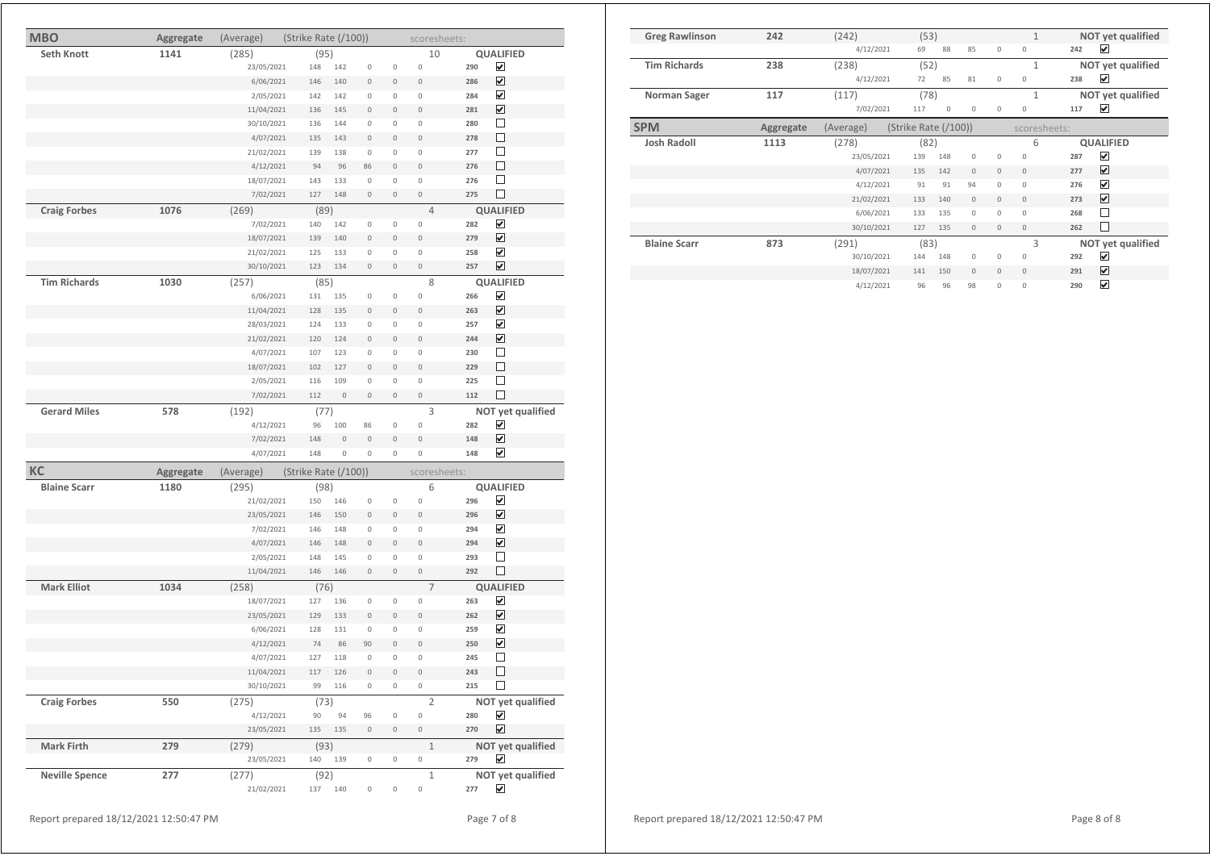## MBO

| MBO | Aggregate | (Average) | (Strike Rate (/100)) | | | | | scoresheets: | | |
|---|---|---|---|---|---|---|---|---|---|---|
| **Seth Knott** | **1141** | (285) | (95) | | | | | 10 | **QUALIFIED** | |
| | | 23/05/2021 | 148 | 142 | 0 | 0 | 0 | | 290 | ☑ |
| | | 6/06/2021 | 146 | 140 | 0 | 0 | 0 | | 286 | ☑ |
| | | 2/05/2021 | 142 | 142 | 0 | 0 | 0 | | 284 | ☑ |
| | | 11/04/2021 | 136 | 145 | 0 | 0 | 0 | | 281 | ☑ |
| | | 30/10/2021 | 136 | 144 | 0 | 0 | 0 | | 280 | ☐ |
| | | 4/07/2021 | 135 | 143 | 0 | 0 | 0 | | 278 | ☐ |
| | | 21/02/2021 | 139 | 138 | 0 | 0 | 0 | | 277 | ☐ |
| | | 4/12/2021 | 94 | 96 | 86 | 0 | 0 | | 276 | ☐ |
| | | 18/07/2021 | 143 | 133 | 0 | 0 | 0 | | 276 | ☐ |
| | | 7/02/2021 | 127 | 148 | 0 | 0 | 0 | | 275 | ☐ |
| **Craig Forbes** | **1076** | (269) | (89) | | | | | 4 | **QUALIFIED** | |
| | | 7/02/2021 | 140 | 142 | 0 | 0 | 0 | | 282 | ☑ |
| | | 18/07/2021 | 139 | 140 | 0 | 0 | 0 | | 279 | ☑ |
| | | 21/02/2021 | 125 | 133 | 0 | 0 | 0 | | 258 | ☑ |
| | | 30/10/2021 | 123 | 134 | 0 | 0 | 0 | | 257 | ☑ |
| **Tim Richards** | **1030** | (257) | (85) | | | | | 8 | **QUALIFIED** | |
| | | 6/06/2021 | 131 | 135 | 0 | 0 | 0 | | 266 | ☑ |
| | | 11/04/2021 | 128 | 135 | 0 | 0 | 0 | | 263 | ☑ |
| | | 28/03/2021 | 124 | 133 | 0 | 0 | 0 | | 257 | ☑ |
| | | 21/02/2021 | 120 | 124 | 0 | 0 | 0 | | 244 | ☑ |
| | | 4/07/2021 | 107 | 123 | 0 | 0 | 0 | | 230 | ☐ |
| | | 18/07/2021 | 102 | 127 | 0 | 0 | 0 | | 229 | ☐ |
| | | 2/05/2021 | 116 | 109 | 0 | 0 | 0 | | 225 | ☐ |
| | | 7/02/2021 | 112 | 0 | 0 | 0 | 0 | | 112 | ☐ |
| **Gerard Miles** | **578** | (192) | (77) | | | | | 3 | **NOT yet qualified** | |
| | | 4/12/2021 | 96 | 100 | 86 | 0 | 0 | | 282 | ☑ |
| | | 7/02/2021 | 148 | 0 | 0 | 0 | 0 | | 148 | ☑ |
| | | 4/07/2021 | 148 | 0 | 0 | 0 | 0 | | 148 | ☑ |

## KC

| KC | Aggregate | (Average) | (Strike Rate (/100)) | | | | | scoresheets: | | |
|---|---|---|---|---|---|---|---|---|---|---|
| **Blaine Scarr** | **1180** | (295) | (98) | | | | | 6 | **QUALIFIED** | |
| | | 21/02/2021 | 150 | 146 | 0 | 0 | 0 | | 296 | ☑ |
| | | 23/05/2021 | 146 | 150 | 0 | 0 | 0 | | 296 | ☑ |
| | | 7/02/2021 | 146 | 148 | 0 | 0 | 0 | | 294 | ☑ |
| | | 4/07/2021 | 146 | 148 | 0 | 0 | 0 | | 294 | ☑ |
| | | 2/05/2021 | 148 | 145 | 0 | 0 | 0 | | 293 | ☐ |
| | | 11/04/2021 | 146 | 146 | 0 | 0 | 0 | | 292 | ☐ |
| **Mark Elliot** | **1034** | (258) | (76) | | | | | 7 | **QUALIFIED** | |
| | | 18/07/2021 | 127 | 136 | 0 | 0 | 0 | | 263 | ☑ |
| | | 23/05/2021 | 129 | 133 | 0 | 0 | 0 | | 262 | ☑ |
| | | 6/06/2021 | 128 | 131 | 0 | 0 | 0 | | 259 | ☑ |
| | | 4/12/2021 | 74 | 86 | 90 | 0 | 0 | | 250 | ☑ |
| | | 4/07/2021 | 127 | 118 | 0 | 0 | 0 | | 245 | ☐ |
| | | 11/04/2021 | 117 | 126 | 0 | 0 | 0 | | 243 | ☐ |
| | | 30/10/2021 | 99 | 116 | 0 | 0 | 0 | | 215 | ☐ |
| **Craig Forbes** | **550** | (275) | (73) | | | | | 2 | **NOT yet qualified** | |
| | | 4/12/2021 | 90 | 94 | 96 | 0 | 0 | | 280 | ☑ |
| | | 23/05/2021 | 135 | 135 | 0 | 0 | 0 | | 270 | ☑ |
| **Mark Firth** | **279** | (279) | (93) | | | | | 1 | **NOT yet qualified** | |
| | | 23/05/2021 | 140 | 139 | 0 | 0 | 0 | | 279 | ☑ |
| **Neville Spence** | **277** | (277) | (92) | | | | | 1 | **NOT yet qualified** | |
| | | 21/02/2021 | 137 | 140 | 0 | 0 | 0 | | 277 | ☑ |
| **Greg Rawlinson** | **242** | (242) | (53) | | | | | 1 | **NOT yet qualified** | |
| | | 4/12/2021 | 69 | 88 | 85 | 0 | 0 | | 242 | ☑ |
| **Tim Richards** | **238** | (238) | (52) | | | | | 1 | **NOT yet qualified** | |
| | | 4/12/2021 | 72 | 85 | 81 | 0 | 0 | | 238 | ☑ |
| **Norman Sager** | **117** | (117) | (78) | | | | | 1 | **NOT yet qualified** | |
| | | 7/02/2021 | 117 | 0 | 0 | 0 | 0 | | 117 | ☑ |

## SPM

| SPM | Aggregate | (Average) | (Strike Rate (/100)) | | | | | scoresheets: | | |
|---|---|---|---|---|---|---|---|---|---|---|
| **Josh Radoll** | **1113** | (278) | (82) | | | | | 6 | **QUALIFIED** | |
| | | 23/05/2021 | 139 | 148 | 0 | 0 | 0 | | 287 | ☑ |
| | | 4/07/2021 | 135 | 142 | 0 | 0 | 0 | | 277 | ☑ |
| | | 4/12/2021 | 91 | 91 | 94 | 0 | 0 | | 276 | ☑ |
| | | 21/02/2021 | 133 | 140 | 0 | 0 | 0 | | 273 | ☑ |
| | | 6/06/2021 | 133 | 135 | 0 | 0 | 0 | | 268 | ☐ |
| | | 30/10/2021 | 127 | 135 | 0 | 0 | 0 | | 262 | ☐ |
| **Blaine Scarr** | **873** | (291) | (83) | | | | | 3 | **NOT yet qualified** | |
| | | 30/10/2021 | 144 | 148 | 0 | 0 | 0 | | 292 | ☑ |
| | | 18/07/2021 | 141 | 150 | 0 | 0 | 0 | | 291 | ☑ |
| | | 4/12/2021 | 96 | 96 | 98 | 0 | 0 | | 290 | ☑ |

Report prepared 18/12/2021 12:50:47 PM